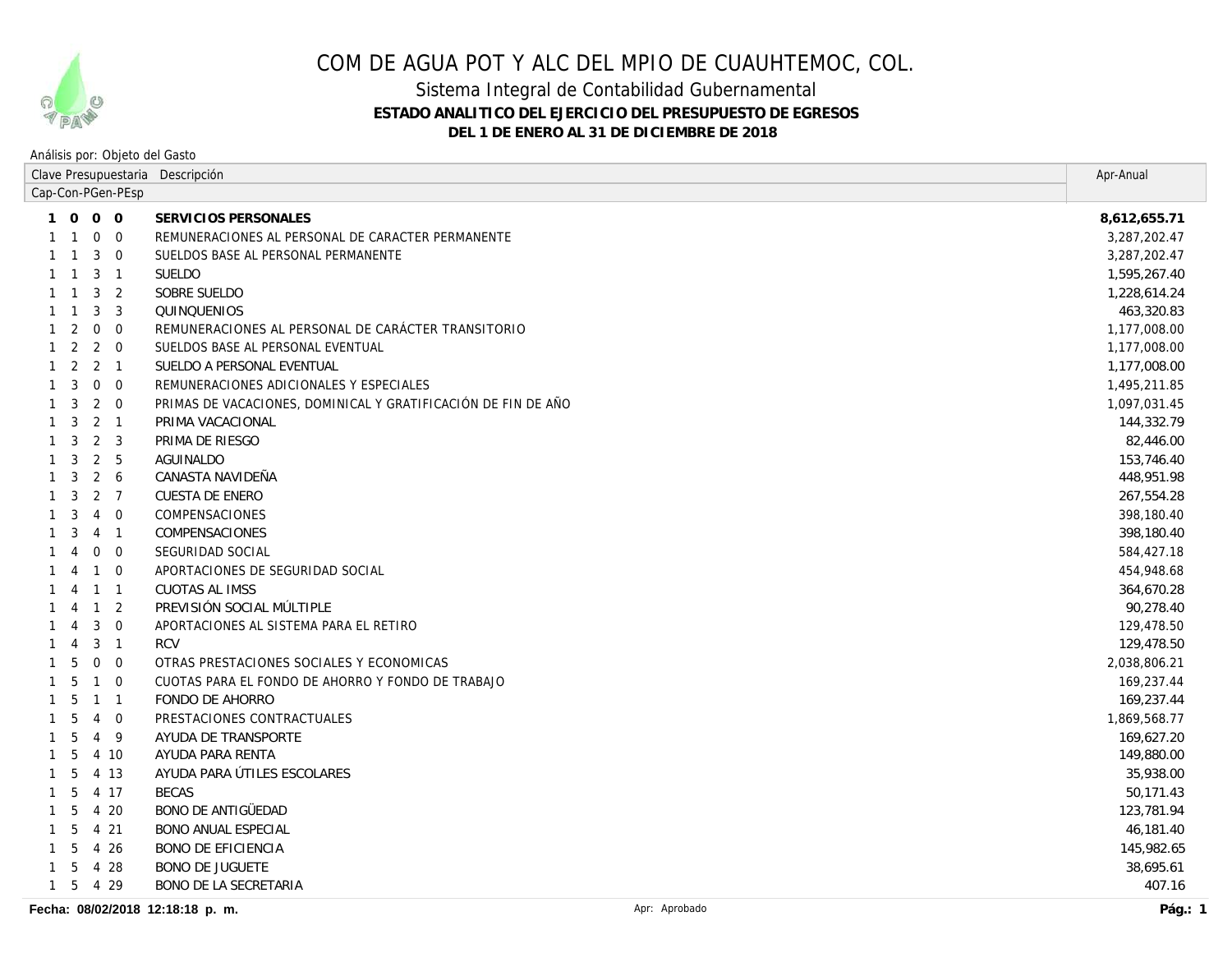# COM DE AGUA POT Y ALC DEL MPIO DE CUAUHTEMOC, COL.

## Sistema Integral de Contabilidad Gubernamental

### ESTADO ANALITICO DEL EJERCICIO DEL PRESUPUESTO DE EGRESOS

### DEL 1 DE ENERO AL 31 DE DICIEMBRE DE 2018

Análisis por: Objeto del Gasto

| Clave Presupuestaria Cap-Con-PGen-PEsp | Descripción | Apr-Anual |
|---|---|---|
| **1 0 0 0** | **SERVICIOS PERSONALES** | **8,612,655.71** |
| 1 1 0 0 | REMUNERACIONES AL PERSONAL DE CARACTER PERMANENTE | 3,287,202.47 |
| 1 1 3 0 | SUELDOS BASE AL PERSONAL PERMANENTE | 3,287,202.47 |
| 1 1 3 1 | SUELDO | 1,595,267.40 |
| 1 1 3 2 | SOBRE SUELDO | 1,228,614.24 |
| 1 1 3 3 | QUINQUENIOS | 463,320.83 |
| 1 2 0 0 | REMUNERACIONES AL PERSONAL DE CARÁCTER TRANSITORIO | 1,177,008.00 |
| 1 2 2 0 | SUELDOS BASE AL PERSONAL EVENTUAL | 1,177,008.00 |
| 1 2 2 1 | SUELDO A PERSONAL EVENTUAL | 1,177,008.00 |
| 1 3 0 0 | REMUNERACIONES ADICIONALES Y ESPECIALES | 1,495,211.85 |
| 1 3 2 0 | PRIMAS DE VACACIONES, DOMINICAL Y GRATIFICACIÓN DE FIN DE AÑO | 1,097,031.45 |
| 1 3 2 1 | PRIMA VACACIONAL | 144,332.79 |
| 1 3 2 3 | PRIMA DE RIESGO | 82,446.00 |
| 1 3 2 5 | AGUINALDO | 153,746.40 |
| 1 3 2 6 | CANASTA NAVIDEÑA | 448,951.98 |
| 1 3 2 7 | CUESTA DE ENERO | 267,554.28 |
| 1 3 4 0 | COMPENSACIONES | 398,180.40 |
| 1 3 4 1 | COMPENSACIONES | 398,180.40 |
| 1 4 0 0 | SEGURIDAD SOCIAL | 584,427.18 |
| 1 4 1 0 | APORTACIONES DE SEGURIDAD SOCIAL | 454,948.68 |
| 1 4 1 1 | CUOTAS AL IMSS | 364,670.28 |
| 1 4 1 2 | PREVISIÓN SOCIAL MÚLTIPLE | 90,278.40 |
| 1 4 3 0 | APORTACIONES AL SISTEMA PARA EL RETIRO | 129,478.50 |
| 1 4 3 1 | RCV | 129,478.50 |
| 1 5 0 0 | OTRAS PRESTACIONES SOCIALES Y ECONOMICAS | 2,038,806.21 |
| 1 5 1 0 | CUOTAS PARA EL FONDO DE AHORRO Y FONDO DE TRABAJO | 169,237.44 |
| 1 5 1 1 | FONDO DE AHORRO | 169,237.44 |
| 1 5 4 0 | PRESTACIONES CONTRACTUALES | 1,869,568.77 |
| 1 5 4 9 | AYUDA DE TRANSPORTE | 169,627.20 |
| 1 5 4 10 | AYUDA PARA RENTA | 149,880.00 |
| 1 5 4 13 | AYUDA PARA ÚTILES ESCOLARES | 35,938.00 |
| 1 5 4 17 | BECAS | 50,171.43 |
| 1 5 4 20 | BONO DE ANTIGÜEDAD | 123,781.94 |
| 1 5 4 21 | BONO ANUAL ESPECIAL | 46,181.40 |
| 1 5 4 26 | BONO DE EFICIENCIA | 145,982.65 |
| 1 5 4 28 | BONO DE JUGUETE | 38,695.61 |
| 1 5 4 29 | BONO DE LA SECRETARIA | 407.16 |

Fecha: 08/02/2018 12:18:18 p. m. Apr: Aprobado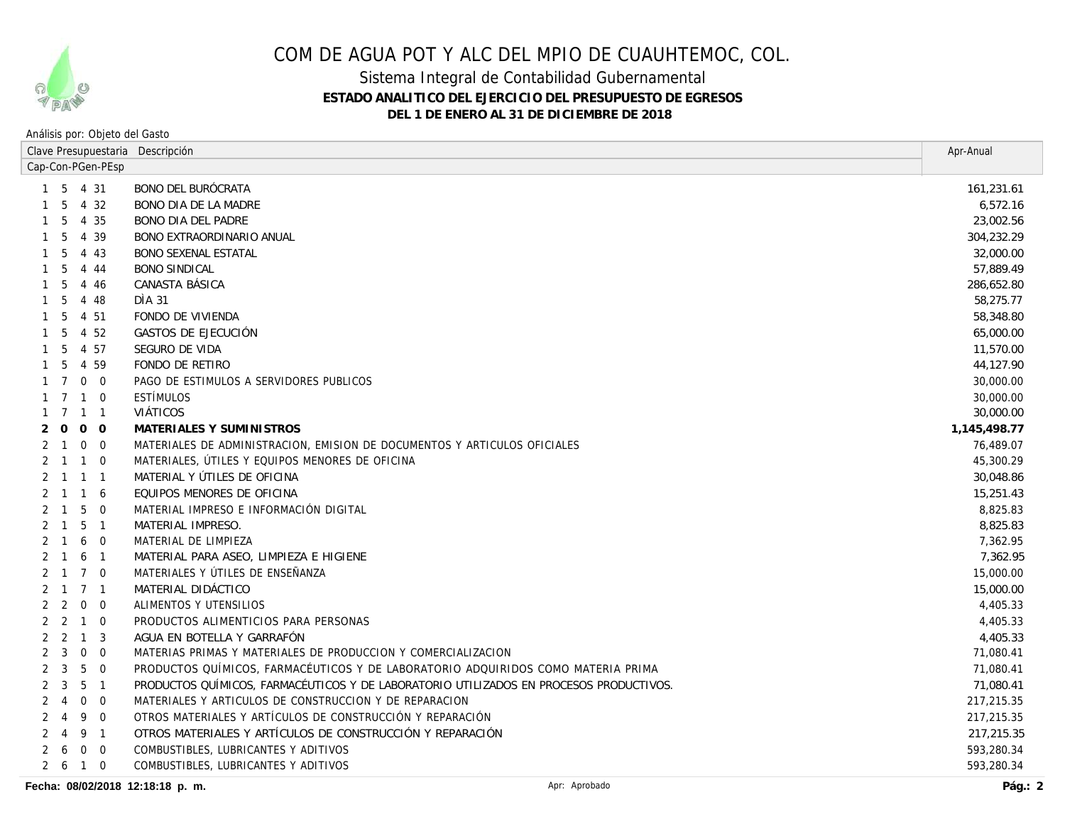# COM DE AGUA POT Y ALC DEL MPIO DE CUAUHTEMOC, COL.

## Sistema Integral de Contabilidad Gubernamental

### ESTADO ANALITICO DEL EJERCICIO DEL PRESUPUESTO DE EGRESOS

### DEL 1 DE ENERO AL 31 DE DICIEMBRE DE 2018

Análisis por: Objeto del Gasto

| Clave Presupuestaria Cap-Con-PGen-PEsp | Descripción | Apr-Anual |
|---|---|---|
| 1 5 4 31 | BONO DEL BURÓCRATA | 161,231.61 |
| 1 5 4 32 | BONO DIA DE LA MADRE | 6,572.16 |
| 1 5 4 35 | BONO DIA DEL PADRE | 23,002.56 |
| 1 5 4 39 | BONO EXTRAORDINARIO ANUAL | 304,232.29 |
| 1 5 4 43 | BONO SEXENAL ESTATAL | 32,000.00 |
| 1 5 4 44 | BONO SINDICAL | 57,889.49 |
| 1 5 4 46 | CANASTA BÁSICA | 286,652.80 |
| 1 5 4 48 | DÌA 31 | 58,275.77 |
| 1 5 4 51 | FONDO DE VIVIENDA | 58,348.80 |
| 1 5 4 52 | GASTOS DE EJECUCIÓN | 65,000.00 |
| 1 5 4 57 | SEGURO DE VIDA | 11,570.00 |
| 1 5 4 59 | FONDO DE RETIRO | 44,127.90 |
| 1 7 0 0 | PAGO DE ESTIMULOS A SERVIDORES PUBLICOS | 30,000.00 |
| 1 7 1 0 | ESTÍMULOS | 30,000.00 |
| 1 7 1 1 | VIÁTICOS | 30,000.00 |
| **2 0 0 0** | **MATERIALES Y SUMINISTROS** | **1,145,498.77** |
| 2 1 0 0 | MATERIALES DE ADMINISTRACION, EMISION DE DOCUMENTOS Y ARTICULOS OFICIALES | 76,489.07 |
| 2 1 1 0 | MATERIALES, ÚTILES Y EQUIPOS MENORES DE OFICINA | 45,300.29 |
| 2 1 1 1 | MATERIAL Y ÚTILES DE OFICINA | 30,048.86 |
| 2 1 1 6 | EQUIPOS MENORES DE OFICINA | 15,251.43 |
| 2 1 5 0 | MATERIAL IMPRESO E INFORMACIÓN DIGITAL | 8,825.83 |
| 2 1 5 1 | MATERIAL IMPRESO. | 8,825.83 |
| 2 1 6 0 | MATERIAL DE LIMPIEZA | 7,362.95 |
| 2 1 6 1 | MATERIAL PARA ASEO, LIMPIEZA E HIGIENE | 7,362.95 |
| 2 1 7 0 | MATERIALES Y ÚTILES DE ENSEÑANZA | 15,000.00 |
| 2 1 7 1 | MATERIAL DIDÁCTICO | 15,000.00 |
| 2 2 0 0 | ALIMENTOS Y UTENSILIOS | 4,405.33 |
| 2 2 1 0 | PRODUCTOS ALIMENTICIOS PARA PERSONAS | 4,405.33 |
| 2 2 1 3 | AGUA EN BOTELLA Y GARRAFÓN | 4,405.33 |
| 2 3 0 0 | MATERIAS PRIMAS Y MATERIALES DE PRODUCCION Y COMERCIALIZACION | 71,080.41 |
| 2 3 5 0 | PRODUCTOS QUÍMICOS, FARMACÉUTICOS Y DE LABORATORIO ADQUIRIDOS COMO MATERIA PRIMA | 71,080.41 |
| 2 3 5 1 | PRODUCTOS QUÍMICOS, FARMACÉUTICOS Y DE LABORATORIO UTILIZADOS EN PROCESOS PRODUCTIVOS. | 71,080.41 |
| 2 4 0 0 | MATERIALES Y ARTICULOS DE CONSTRUCCION Y DE REPARACION | 217,215.35 |
| 2 4 9 0 | OTROS MATERIALES Y ARTÍCULOS DE CONSTRUCCIÓN Y REPARACIÓN | 217,215.35 |
| 2 4 9 1 | OTROS MATERIALES Y ARTÍCULOS DE CONSTRUCCIÓN Y REPARACIÓN | 217,215.35 |
| 2 6 0 0 | COMBUSTIBLES, LUBRICANTES Y ADITIVOS | 593,280.34 |
| 2 6 1 0 | COMBUSTIBLES, LUBRICANTES Y ADITIVOS | 593,280.34 |

Fecha: 08/02/2018 12:18:18 p. m.    Apr: Aprobado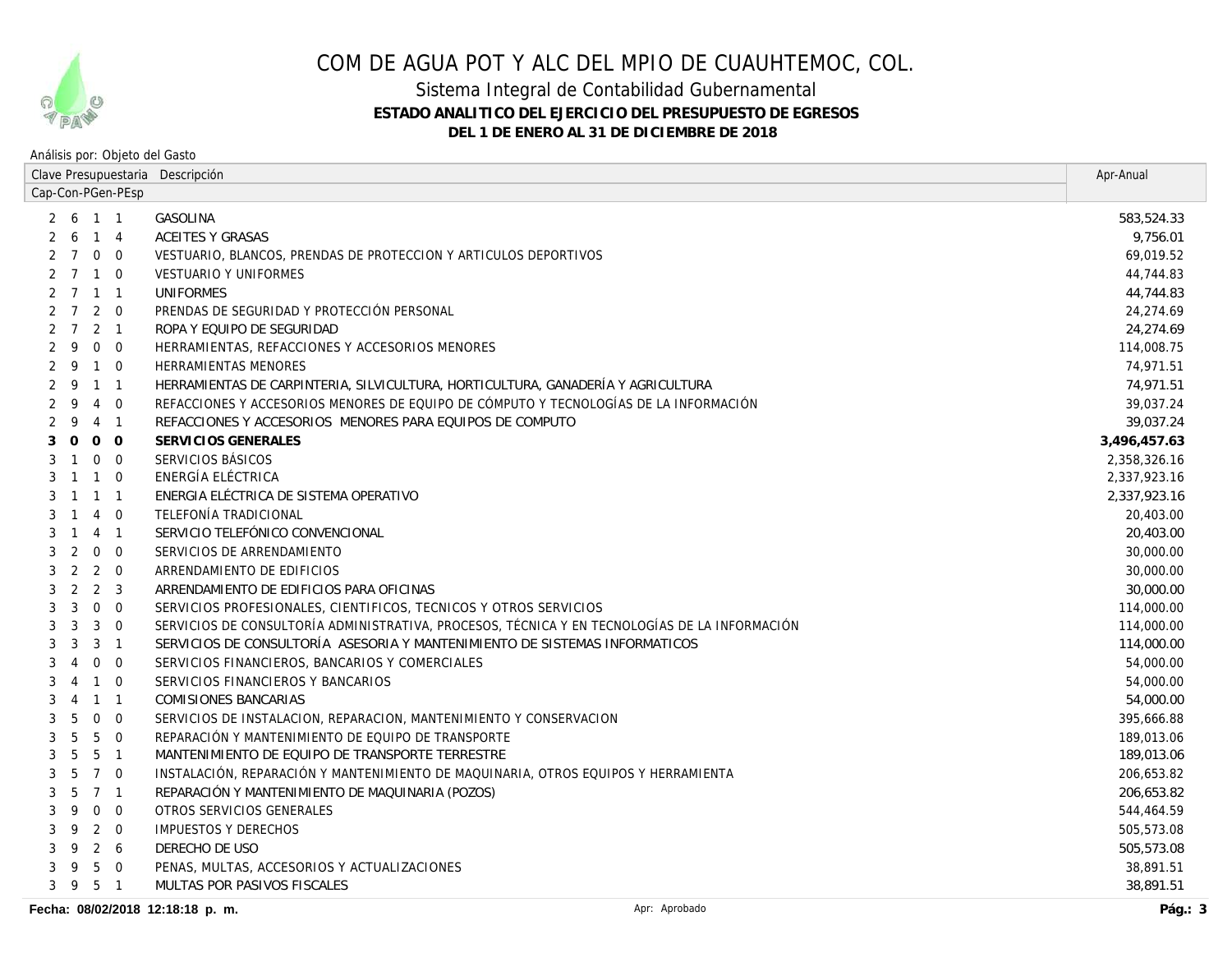# COM DE AGUA POT Y ALC DEL MPIO DE CUAUHTEMOC, COL.

Sistema Integral de Contabilidad Gubernamental

**ESTADO ANALITICO DEL EJERCICIO DEL PRESUPUESTO DE EGRESOS**

**DEL 1 DE ENERO AL 31 DE DICIEMBRE DE 2018**

Análisis por: Objeto del Gasto

| Clave Presupuestaria Cap-Con-PGen-PEsp | Descripción | Apr-Anual |
|---|---|---|
| 2 6 1 1 | GASOLINA | 583,524.33 |
| 2 6 1 4 | ACEITES Y GRASAS | 9,756.01 |
| 2 7 0 0 | VESTUARIO, BLANCOS, PRENDAS DE PROTECCION Y ARTICULOS DEPORTIVOS | 69,019.52 |
| 2 7 1 0 | VESTUARIO Y UNIFORMES | 44,744.83 |
| 2 7 1 1 | UNIFORMES | 44,744.83 |
| 2 7 2 0 | PRENDAS DE SEGURIDAD Y PROTECCIÓN PERSONAL | 24,274.69 |
| 2 7 2 1 | ROPA Y EQUIPO DE SEGURIDAD | 24,274.69 |
| 2 9 0 0 | HERRAMIENTAS, REFACCIONES Y ACCESORIOS MENORES | 114,008.75 |
| 2 9 1 0 | HERRAMIENTAS MENORES | 74,971.51 |
| 2 9 1 1 | HERRAMIENTAS DE CARPINTERIA, SILVICULTURA, HORTICULTURA, GANADERÍA Y AGRICULTURA | 74,971.51 |
| 2 9 4 0 | REFACCIONES Y ACCESORIOS MENORES DE EQUIPO DE CÓMPUTO Y TECNOLOGÍAS DE LA INFORMACIÓN | 39,037.24 |
| 2 9 4 1 | REFACCIONES Y ACCESORIOS MENORES PARA EQUIPOS DE COMPUTO | 39,037.24 |
| **3 0 0 0** | **SERVICIOS GENERALES** | **3,496,457.63** |
| 3 1 0 0 | SERVICIOS BÁSICOS | 2,358,326.16 |
| 3 1 1 0 | ENERGÍA ELÉCTRICA | 2,337,923.16 |
| 3 1 1 1 | ENERGIA ELÉCTRICA DE SISTEMA OPERATIVO | 2,337,923.16 |
| 3 1 4 0 | TELEFONÍA TRADICIONAL | 20,403.00 |
| 3 1 4 1 | SERVICIO TELEFÓNICO CONVENCIONAL | 20,403.00 |
| 3 2 0 0 | SERVICIOS DE ARRENDAMIENTO | 30,000.00 |
| 3 2 2 0 | ARRENDAMIENTO DE EDIFICIOS | 30,000.00 |
| 3 2 2 3 | ARRENDAMIENTO DE EDIFICIOS PARA OFICINAS | 30,000.00 |
| 3 3 0 0 | SERVICIOS PROFESIONALES, CIENTIFICOS, TECNICOS Y OTROS SERVICIOS | 114,000.00 |
| 3 3 3 0 | SERVICIOS DE CONSULTORÍA ADMINISTRATIVA, PROCESOS, TÉCNICA Y EN TECNOLOGÍAS DE LA INFORMACIÓN | 114,000.00 |
| 3 3 3 1 | SERVICIOS DE CONSULTORÍA ASESORIA Y MANTENIMIENTO DE SISTEMAS INFORMATICOS | 114,000.00 |
| 3 4 0 0 | SERVICIOS FINANCIEROS, BANCARIOS Y COMERCIALES | 54,000.00 |
| 3 4 1 0 | SERVICIOS FINANCIEROS Y BANCARIOS | 54,000.00 |
| 3 4 1 1 | COMISIONES BANCARIAS | 54,000.00 |
| 3 5 0 0 | SERVICIOS DE INSTALACION, REPARACION, MANTENIMIENTO Y CONSERVACION | 395,666.88 |
| 3 5 5 0 | REPARACIÓN Y MANTENIMIENTO DE EQUIPO DE TRANSPORTE | 189,013.06 |
| 3 5 5 1 | MANTENIMIENTO DE EQUIPO DE TRANSPORTE TERRESTRE | 189,013.06 |
| 3 5 7 0 | INSTALACIÓN, REPARACIÓN Y MANTENIMIENTO DE MAQUINARIA, OTROS EQUIPOS Y HERRAMIENTA | 206,653.82 |
| 3 5 7 1 | REPARACIÓN Y MANTENIMIENTO DE MAQUINARIA (POZOS) | 206,653.82 |
| 3 9 0 0 | OTROS SERVICIOS GENERALES | 544,464.59 |
| 3 9 2 0 | IMPUESTOS Y DERECHOS | 505,573.08 |
| 3 9 2 6 | DERECHO DE USO | 505,573.08 |
| 3 9 5 0 | PENAS, MULTAS, ACCESORIOS Y ACTUALIZACIONES | 38,891.51 |
| 3 9 5 1 | MULTAS POR PASIVOS FISCALES | 38,891.51 |

**Fecha: 08/02/2018 12:18:18 p. m.** Apr: Aprobado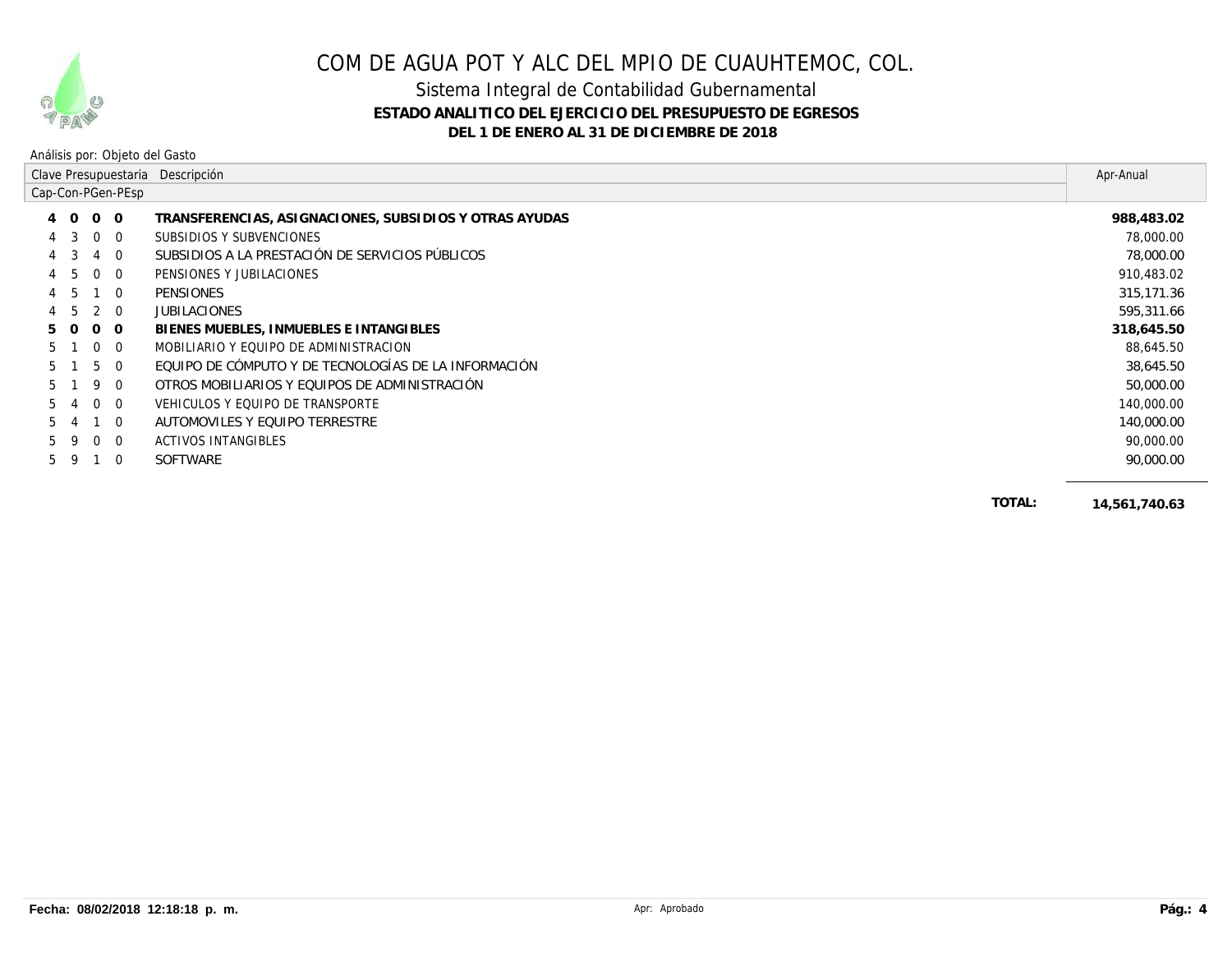# COM DE AGUA POT Y ALC DEL MPIO DE CUAUHTEMOC, COL.

## Sistema Integral de Contabilidad Gubernamental

### ESTADO ANALITICO DEL EJERCICIO DEL PRESUPUESTO DE EGRESOS

### DEL 1 DE ENERO AL 31 DE DICIEMBRE DE 2018

Análisis por: Objeto del Gasto

| Clave Presupuestaria<br>Cap-Con-PGen-PEsp | Descripción | Apr-Anual |
|---|---|---|
| **4 0 0 0** | **TRANSFERENCIAS, ASIGNACIONES, SUBSIDIOS Y OTRAS AYUDAS** | **988,483.02** |
| 4 3 0 0 | SUBSIDIOS Y SUBVENCIONES | 78,000.00 |
| 4 3 4 0 | SUBSIDIOS A LA PRESTACIÓN DE SERVICIOS PÚBLICOS | 78,000.00 |
| 4 5 0 0 | PENSIONES Y JUBILACIONES | 910,483.02 |
| 4 5 1 0 | PENSIONES | 315,171.36 |
| 4 5 2 0 | JUBILACIONES | 595,311.66 |
| **5 0 0 0** | **BIENES MUEBLES, INMUEBLES E INTANGIBLES** | **318,645.50** |
| 5 1 0 0 | MOBILIARIO Y EQUIPO DE ADMINISTRACION | 88,645.50 |
| 5 1 5 0 | EQUIPO DE CÓMPUTO Y DE TECNOLOGÍAS DE LA INFORMACIÓN | 38,645.50 |
| 5 1 9 0 | OTROS MOBILIARIOS Y EQUIPOS DE ADMINISTRACIÓN | 50,000.00 |
| 5 4 0 0 | VEHICULOS Y EQUIPO DE TRANSPORTE | 140,000.00 |
| 5 4 1 0 | AUTOMOVILES Y EQUIPO TERRESTRE | 140,000.00 |
| 5 9 0 0 | ACTIVOS INTANGIBLES | 90,000.00 |
| 5 9 1 0 | SOFTWARE | 90,000.00 |
| | **TOTAL:** | **14,561,740.63** |

**Fecha: 08/02/2018 12:18:18 p. m.**

Apr: Aprobado